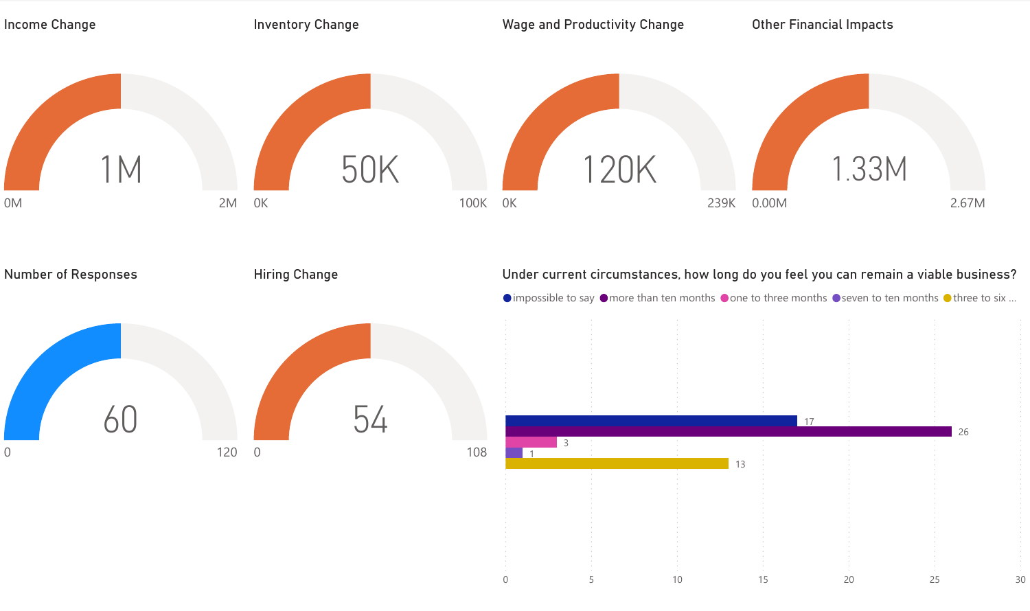## Income Change

1M

0M — 2M

## Inventory Change

50K

0K — 100K

## Wage and Productivity Change

120K

0K — 239K

## Other Financial Impacts

1.33M

0.00M — 2.67M

## Number of Responses

60

0 — 120

## Hiring Change

54

0 — 108

## Under current circumstances, how long do you feel you can remain a viable business?

| Response | Count |
| --- | --- |
| impossible to say | 17 |
| more than ten months | 26 |
| one to three months | 3 |
| seven to ten months | 1 |
| three to six ... | 13 |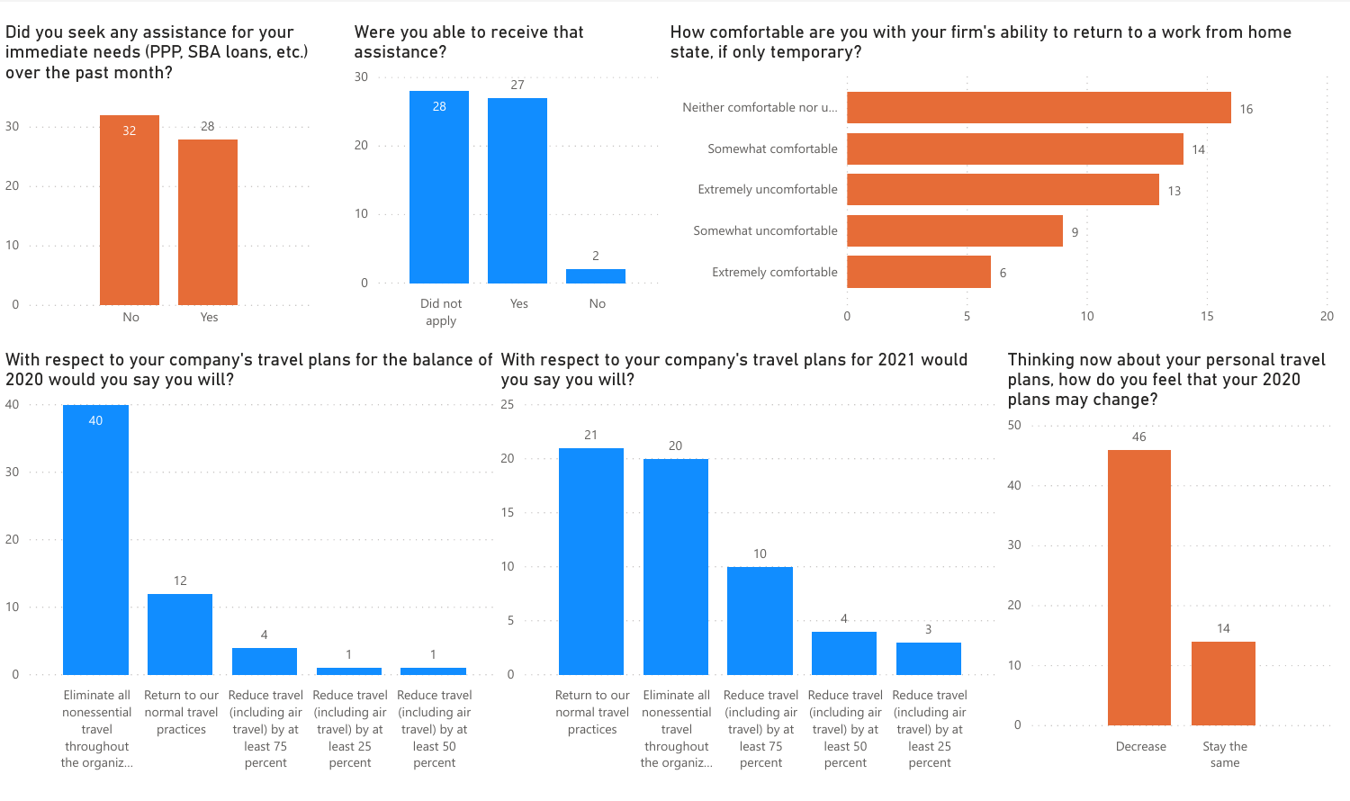Did you seek any assistance for your immediate needs (PPP, SBA loans, etc.) over the past month?

30
20
10
0
32
28
No
Yes

Were you able to receive that assistance?

30
20
10
0
28
27
2
Did not apply
Yes
No

How comfortable are you with your firm's ability to return to a work from home state, if only temporary?

Neither comfortable nor u...
16
Somewhat comfortable
14
Extremely uncomfortable
13
Somewhat uncomfortable
9
Extremely comfortable
6
0
5
10
15
20

With respect to your company's travel plans for the balance of 2020 would you say you will?

40
30
20
10
0
40
12
4
1
1
Eliminate all nonessential travel throughout the organiz...
Return to our normal travel practices
Reduce travel (including air travel) by at least 75 percent
Reduce travel (including air travel) by at least 25 percent
Reduce travel (including air travel) by at least 50 percent

With respect to your company's travel plans for 2021 would you say you will?

25
20
15
10
5
0
21
20
10
4
3
Return to our normal travel practices
Eliminate all nonessential travel throughout the organiz...
Reduce travel (including air travel) by at least 75 percent
Reduce travel (including air travel) by at least 50 percent
Reduce travel (including air travel) by at least 25 percent

Thinking now about your personal travel plans, how do you feel that your 2020 plans may change?

50
40
30
20
10
0
46
14
Decrease
Stay the same